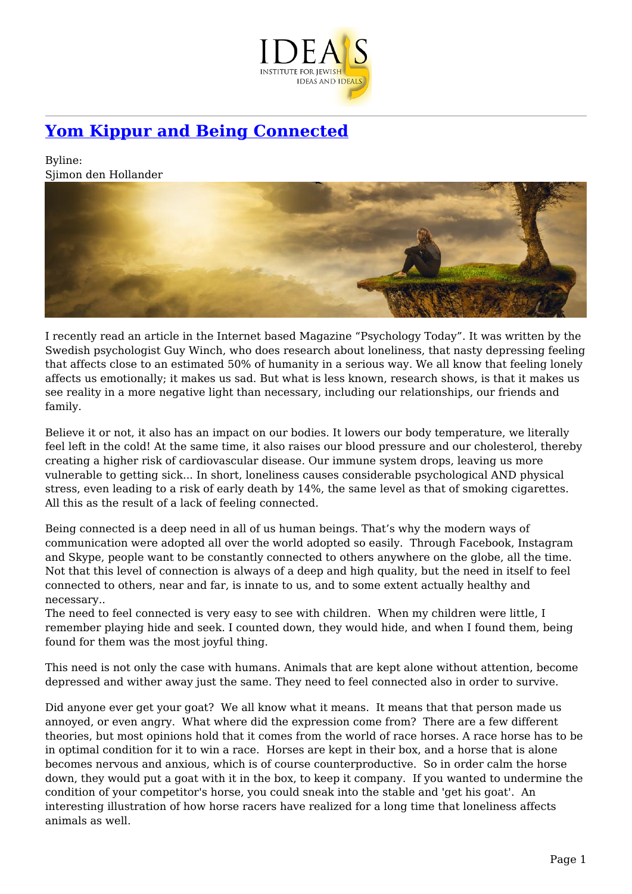# Yom Kippur and Being Connected

Byline:
Sjimon den Hollander

I recently read an article in the Internet based Magazine "Psychology Today". It was written by the Swedish psychologist Guy Winch, who does research about loneliness, that nasty depressing feeling that affects close to an estimated 50% of humanity in a serious way. We all know that feeling lonely affects us emotionally; it makes us sad. But what is less known, research shows, is that it makes us see reality in a more negative light than necessary, including our relationships, our friends and family.

Believe it or not, it also has an impact on our bodies. It lowers our body temperature, we literally feel left in the cold! At the same time, it also raises our blood pressure and our cholesterol, thereby creating a higher risk of cardiovascular disease. Our immune system drops, leaving us more vulnerable to getting sick... In short, loneliness causes considerable psychological AND physical stress, even leading to a risk of early death by 14%, the same level as that of smoking cigarettes. All this as the result of a lack of feeling connected.

Being connected is a deep need in all of us human beings. That's why the modern ways of communication were adopted all over the world adopted so easily. Through Facebook, Instagram and Skype, people want to be constantly connected to others anywhere on the globe, all the time. Not that this level of connection is always of a deep and high quality, but the need in itself to feel connected to others, near and far, is innate to us, and to some extent actually healthy and necessary..
The need to feel connected is very easy to see with children. When my children were little, I remember playing hide and seek. I counted down, they would hide, and when I found them, being found for them was the most joyful thing.

This need is not only the case with humans. Animals that are kept alone without attention, become depressed and wither away just the same. They need to feel connected also in order to survive.

Did anyone ever get your goat? We all know what it means. It means that that person made us annoyed, or even angry. What where did the expression come from? There are a few different theories, but most opinions hold that it comes from the world of race horses. A race horse has to be in optimal condition for it to win a race. Horses are kept in their box, and a horse that is alone becomes nervous and anxious, which is of course counterproductive. So in order calm the horse down, they would put a goat with it in the box, to keep it company. If you wanted to undermine the condition of your competitor's horse, you could sneak into the stable and 'get his goat'. An interesting illustration of how horse racers have realized for a long time that loneliness affects animals as well.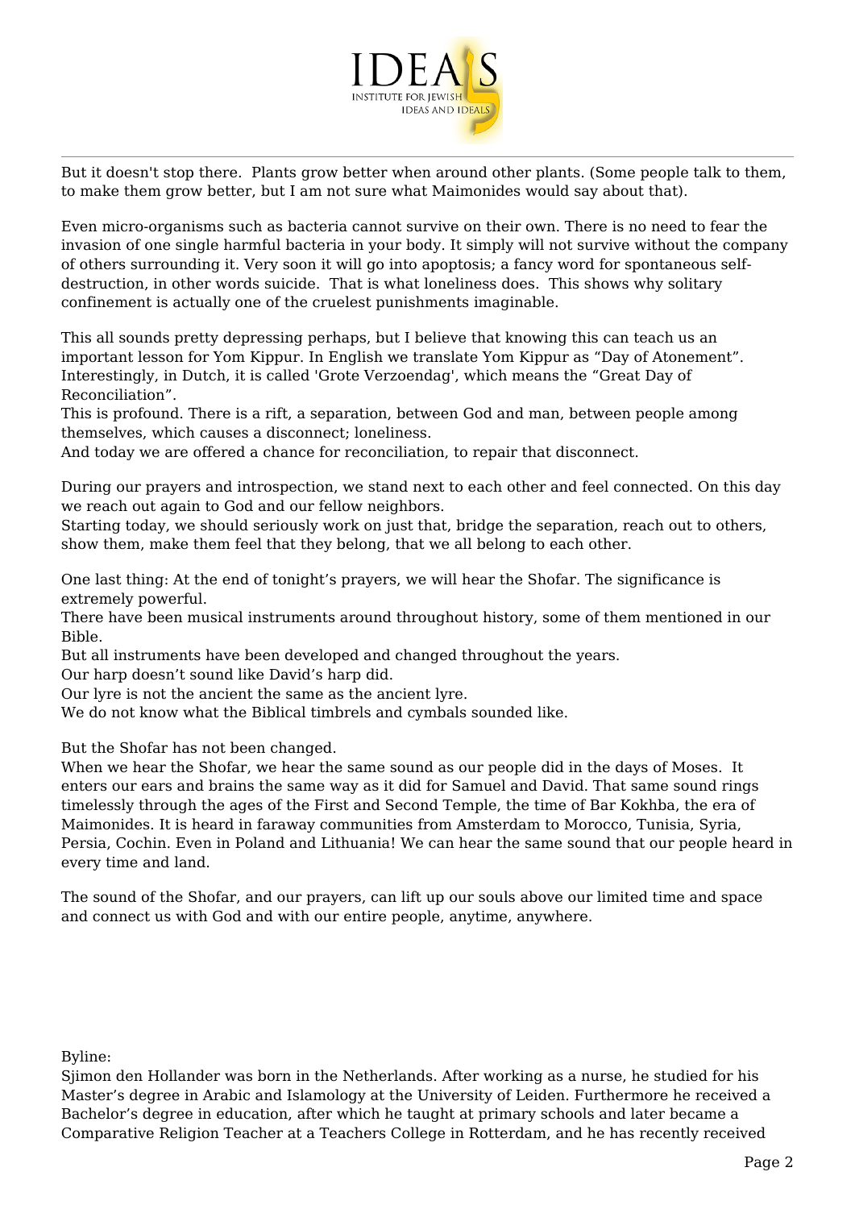But it doesn't stop there. Plants grow better when around other plants. (Some people talk to them, to make them grow better, but I am not sure what Maimonides would say about that).

Even micro-organisms such as bacteria cannot survive on their own. There is no need to fear the invasion of one single harmful bacteria in your body. It simply will not survive without the company of others surrounding it. Very soon it will go into apoptosis; a fancy word for spontaneous self-destruction, in other words suicide. That is what loneliness does. This shows why solitary confinement is actually one of the cruelest punishments imaginable.

This all sounds pretty depressing perhaps, but I believe that knowing this can teach us an important lesson for Yom Kippur. In English we translate Yom Kippur as "Day of Atonement". Interestingly, in Dutch, it is called 'Grote Verzoendag', which means the "Great Day of Reconciliation".

This is profound. There is a rift, a separation, between God and man, between people among themselves, which causes a disconnect; loneliness.

And today we are offered a chance for reconciliation, to repair that disconnect.

During our prayers and introspection, we stand next to each other and feel connected. On this day we reach out again to God and our fellow neighbors.

Starting today, we should seriously work on just that, bridge the separation, reach out to others, show them, make them feel that they belong, that we all belong to each other.

One last thing: At the end of tonight's prayers, we will hear the Shofar. The significance is extremely powerful.

There have been musical instruments around throughout history, some of them mentioned in our Bible.

But all instruments have been developed and changed throughout the years.

Our harp doesn't sound like David's harp did.

Our lyre is not the ancient the same as the ancient lyre.

We do not know what the Biblical timbrels and cymbals sounded like.

But the Shofar has not been changed.

When we hear the Shofar, we hear the same sound as our people did in the days of Moses. It enters our ears and brains the same way as it did for Samuel and David. That same sound rings timelessly through the ages of the First and Second Temple, the time of Bar Kokhba, the era of Maimonides. It is heard in faraway communities from Amsterdam to Morocco, Tunisia, Syria, Persia, Cochin. Even in Poland and Lithuania! We can hear the same sound that our people heard in every time and land.

The sound of the Shofar, and our prayers, can lift up our souls above our limited time and space and connect us with God and with our entire people, anytime, anywhere.

Byline:

Sjimon den Hollander was born in the Netherlands. After working as a nurse, he studied for his Master's degree in Arabic and Islamology at the University of Leiden. Furthermore he received a Bachelor's degree in education, after which he taught at primary schools and later became a Comparative Religion Teacher at a Teachers College in Rotterdam, and he has recently received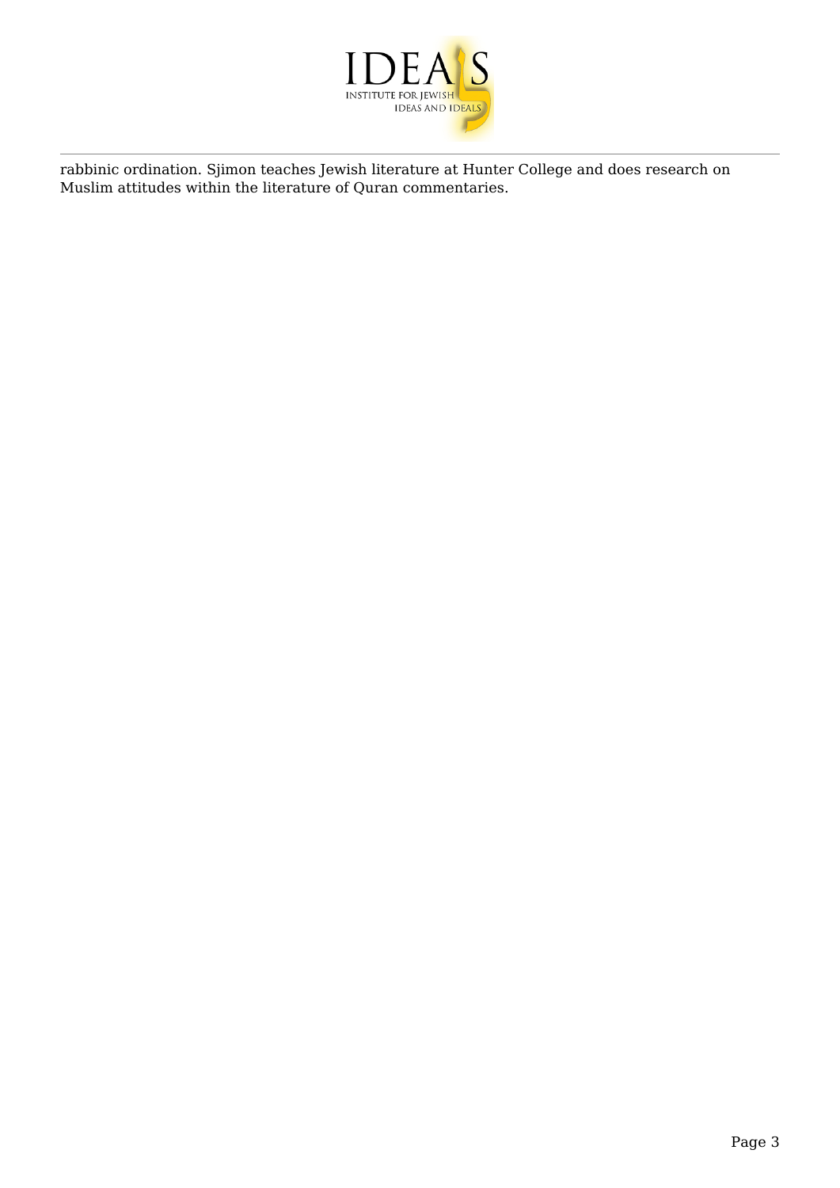rabbinic ordination. Sjimon teaches Jewish literature at Hunter College and does research on Muslim attitudes within the literature of Quran commentaries.